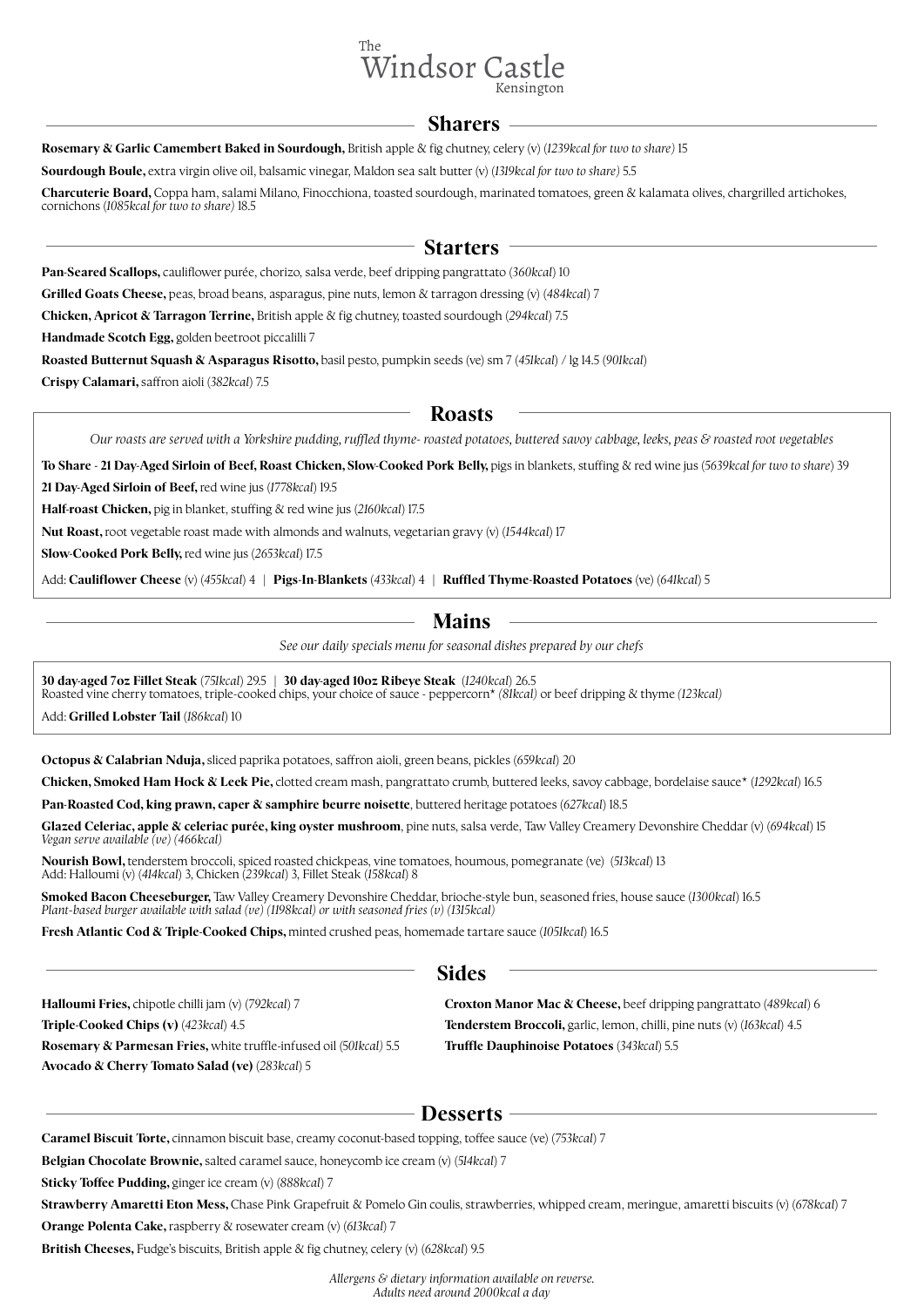# The Windsor Castle
Kensington

## Sharers

**Rosemary & Garlic Camembert Baked in Sourdough,** British apple & fig chutney, celery (v) *(1239kcal for two to share)* 15

**Sourdough Boule,** extra virgin olive oil, balsamic vinegar, Maldon sea salt butter (v) *(1319kcal for two to share)* 5.5

**Charcuterie Board,** Coppa ham, salami Milano, Finocchiona, toasted sourdough, marinated tomatoes, green & kalamata olives, chargrilled artichokes, cornichons *(1085kcal for two to share)* 18.5

## Starters

**Pan-Seared Scallops,** cauliflower purée, chorizo, salsa verde, beef dripping pangrattato *(360kcal)* 10

**Grilled Goats Cheese,** peas, broad beans, asparagus, pine nuts, lemon & tarragon dressing (v) *(484kcal)* 7

**Chicken, Apricot & Tarragon Terrine,** British apple & fig chutney, toasted sourdough *(294kcal)* 7.5

**Handmade Scotch Egg,** golden beetroot piccalilli 7

**Roasted Butternut Squash & Asparagus Risotto,** basil pesto, pumpkin seeds (ve) sm 7 *(451kcal)* / lg 14.5 *(901kcal)*

**Crispy Calamari,** saffron aioli *(382kcal)* 7.5

## Roasts

*Our roasts are served with a Yorkshire pudding, ruffled thyme- roasted potatoes, buttered savoy cabbage, leeks, peas & roasted root vegetables*

**To Share - 21 Day-Aged Sirloin of Beef, Roast Chicken, Slow-Cooked Pork Belly,** pigs in blankets, stuffing & red wine jus *(5639kcal for two to share)* 39

**21 Day-Aged Sirloin of Beef,** red wine jus *(1778kcal)* 19.5

**Half-roast Chicken,** pig in blanket, stuffing & red wine jus *(2160kcal)* 17.5

**Nut Roast,** root vegetable roast made with almonds and walnuts, vegetarian gravy (v) *(1544kcal)* 17

**Slow-Cooked Pork Belly,** red wine jus *(2653kcal)* 17.5

Add: **Cauliflower Cheese** (v) *(455kcal)* 4 | **Pigs-In-Blankets** *(433kcal)* 4 | **Ruffled Thyme-Roasted Potatoes** (ve) *(641kcal)* 5

## Mains

*See our daily specials menu for seasonal dishes prepared by our chefs*

**30 day-aged 7oz Fillet Steak** *(751kcal)* 29.5 | **30 day-aged 10oz Ribeye Steak** *(1240kcal)* 26.5
Roasted vine cherry tomatoes, triple-cooked chips, your choice of sauce - peppercorn* *(81kcal)* or beef dripping & thyme *(123kcal)*

Add: **Grilled Lobster Tail** *(186kcal)* 10

**Octopus & Calabrian Nduja,** sliced paprika potatoes, saffron aioli, green beans, pickles *(659kcal)* 20

**Chicken, Smoked Ham Hock & Leek Pie,** clotted cream mash, pangrattato crumb, buttered leeks, savoy cabbage, bordelaise sauce* *(1292kcal)* 16.5

**Pan-Roasted Cod, king prawn, caper & samphire beurre noisette**, buttered heritage potatoes *(627kcal)* 18.5

**Glazed Celeriac, apple & celeriac purée, king oyster mushroom**, pine nuts, salsa verde, Taw Valley Creamery Devonshire Cheddar (v) *(694kcal)* 15
*Vegan serve available (ve) (466kcal)*

**Nourish Bowl,** tenderstem broccoli, spiced roasted chickpeas, vine tomatoes, houmous, pomegranate (ve) *(513kcal)* 13
Add: Halloumi (v) *(414kcal)* 3, Chicken *(239kcal)* 3, Fillet Steak *(158kcal)* 8

**Smoked Bacon Cheeseburger,** Taw Valley Creamery Devonshire Cheddar, brioche-style bun, seasoned fries, house sauce *(1300kcal)* 16.5
*Plant-based burger available with salad (ve) (1198kcal) or with seasoned fries (v) (1315kcal)*

**Fresh Atlantic Cod & Triple-Cooked Chips,** minted crushed peas, homemade tartare sauce *(1051kcal)* 16.5

## Sides

**Halloumi Fries,** chipotle chilli jam (v) *(792kcal)* 7

**Triple-Cooked Chips (v)** *(423kcal)* 4.5

**Rosemary & Parmesan Fries,** white truffle-infused oil *(501kcal)* 5.5

**Avocado & Cherry Tomato Salad (ve)** *(283kcal)* 5

**Croxton Manor Mac & Cheese,** beef dripping pangrattato *(489kcal)* 6

**Tenderstem Broccoli,** garlic, lemon, chilli, pine nuts (v) *(163kcal)* 4.5

**Truffle Dauphinoise Potatoes** *(343kcal)* 5.5

## Desserts

**Caramel Biscuit Torte,** cinnamon biscuit base, creamy coconut-based topping, toffee sauce (ve) *(753kcal)* 7

**Belgian Chocolate Brownie,** salted caramel sauce, honeycomb ice cream (v) *(514kcal)* 7

**Sticky Toffee Pudding,** ginger ice cream (v) *(888kcal)* 7

**Strawberry Amaretti Eton Mess,** Chase Pink Grapefruit & Pomelo Gin coulis, strawberries, whipped cream, meringue, amaretti biscuits (v) *(678kcal)* 7

**Orange Polenta Cake,** raspberry & rosewater cream (v) *(613kcal)* 7

**British Cheeses,** Fudge's biscuits, British apple & fig chutney, celery (v) *(628kcal)* 9.5

*Allergens & dietary information available on reverse.*
*Adults need around 2000kcal a day*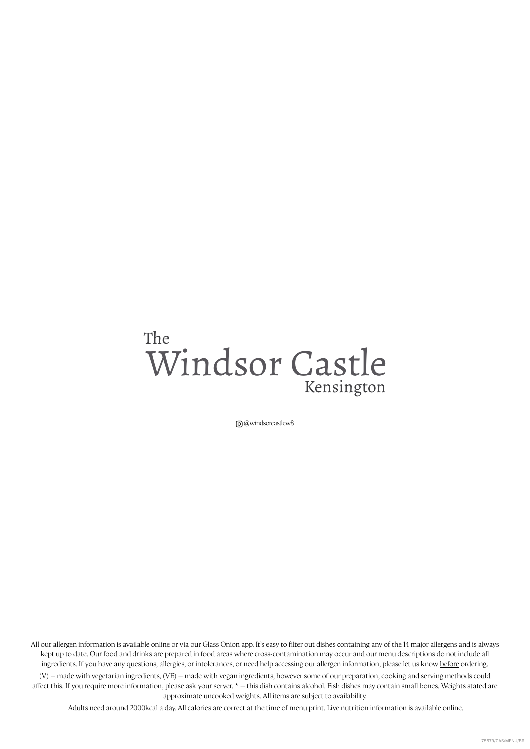# The Windsor Castle Kensington

@windsorcastlew8

All our allergen information is available online or via our Glass Onion app. It's easy to filter out dishes containing any of the 14 major allergens and is always kept up to date. Our food and drinks are prepared in food areas where cross-contamination may occur and our menu descriptions do not include all ingredients. If you have any questions, allergies, or intolerances, or need help accessing our allergen information, please let us know before ordering.

(V) = made with vegetarian ingredients, (VE) = made with vegan ingredients, however some of our preparation, cooking and serving methods could affect this. If you require more information, please ask your server. * = this dish contains alcohol. Fish dishes may contain small bones. Weights stated are approximate uncooked weights. All items are subject to availability.

Adults need around 2000kcal a day. All calories are correct at the time of menu print. Live nutrition information is available online.

78579/CAS/MENU/B6